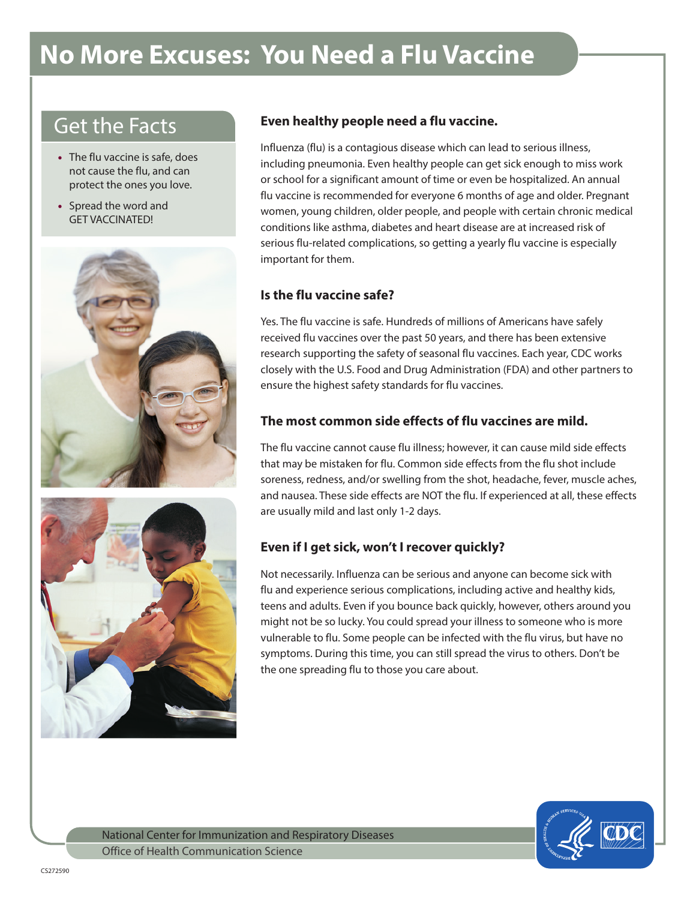# No More Excuses: You Need a Flu Vaccine

## Get the Facts

- The flu vaccine is safe, does not cause the flu, and can protect the ones you love.
- Spread the word and GET VACCINATED!

### Even healthy people need a flu vaccine.

Influenza (flu) is a contagious disease which can lead to serious illness, including pneumonia. Even healthy people can get sick enough to miss work or school for a significant amount of time or even be hospitalized. An annual flu vaccine is recommended for everyone 6 months of age and older. Pregnant women, young children, older people, and people with certain chronic medical conditions like asthma, diabetes and heart disease are at increased risk of serious flu-related complications, so getting a yearly flu vaccine is especially important for them.

### Is the flu vaccine safe?

Yes. The flu vaccine is safe. Hundreds of millions of Americans have safely received flu vaccines over the past 50 years, and there has been extensive research supporting the safety of seasonal flu vaccines. Each year, CDC works closely with the U.S. Food and Drug Administration (FDA) and other partners to ensure the highest safety standards for flu vaccines.

### The most common side effects of flu vaccines are mild.

The flu vaccine cannot cause flu illness; however, it can cause mild side effects that may be mistaken for flu. Common side effects from the flu shot include soreness, redness, and/or swelling from the shot, headache, fever, muscle aches, and nausea. These side effects are NOT the flu. If experienced at all, these effects are usually mild and last only 1-2 days.

### Even if I get sick, won't I recover quickly?

Not necessarily. Influenza can be serious and anyone can become sick with flu and experience serious complications, including active and healthy kids, teens and adults. Even if you bounce back quickly, however, others around you might not be so lucky. You could spread your illness to someone who is more vulnerable to flu. Some people can be infected with the flu virus, but have no symptoms. During this time, you can still spread the virus to others. Don't be the one spreading flu to those you care about.

National Center for Immunization and Respiratory Diseases
Office of Health Communication Science

CS272590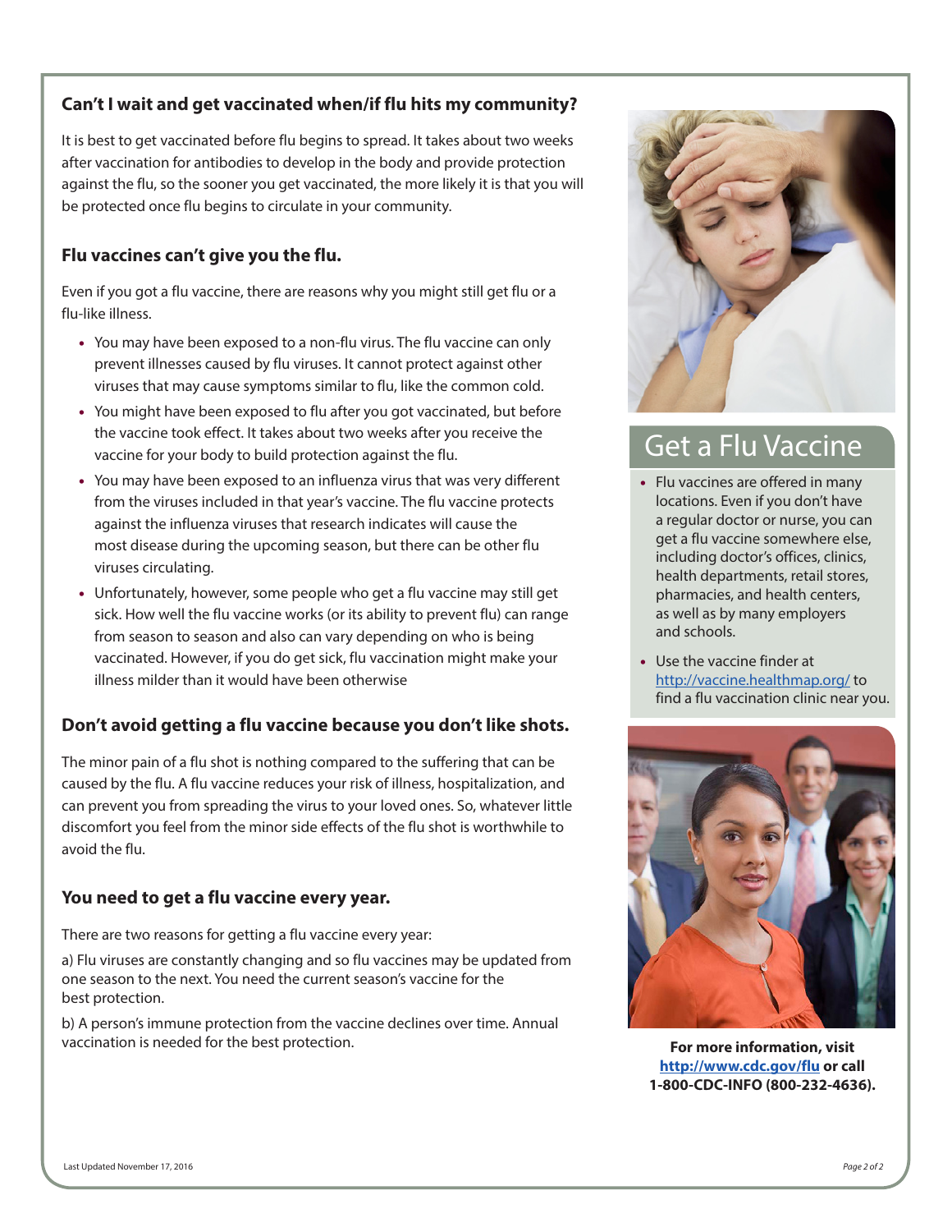### Can't I wait and get vaccinated when/if flu hits my community?

It is best to get vaccinated before flu begins to spread. It takes about two weeks after vaccination for antibodies to develop in the body and provide protection against the flu, so the sooner you get vaccinated, the more likely it is that you will be protected once flu begins to circulate in your community.

### Flu vaccines can't give you the flu.

Even if you got a flu vaccine, there are reasons why you might still get flu or a flu-like illness.

- You may have been exposed to a non-flu virus. The flu vaccine can only prevent illnesses caused by flu viruses. It cannot protect against other viruses that may cause symptoms similar to flu, like the common cold.
- You might have been exposed to flu after you got vaccinated, but before the vaccine took effect. It takes about two weeks after you receive the vaccine for your body to build protection against the flu.
- You may have been exposed to an influenza virus that was very different from the viruses included in that year's vaccine. The flu vaccine protects against the influenza viruses that research indicates will cause the most disease during the upcoming season, but there can be other flu viruses circulating.
- Unfortunately, however, some people who get a flu vaccine may still get sick. How well the flu vaccine works (or its ability to prevent flu) can range from season to season and also can vary depending on who is being vaccinated. However, if you do get sick, flu vaccination might make your illness milder than it would have been otherwise

### Don't avoid getting a flu vaccine because you don't like shots.

The minor pain of a flu shot is nothing compared to the suffering that can be caused by the flu. A flu vaccine reduces your risk of illness, hospitalization, and can prevent you from spreading the virus to your loved ones. So, whatever little discomfort you feel from the minor side effects of the flu shot is worthwhile to avoid the flu.

### You need to get a flu vaccine every year.

There are two reasons for getting a flu vaccine every year:

a) Flu viruses are constantly changing and so flu vaccines may be updated from one season to the next. You need the current season's vaccine for the best protection.

b) A person's immune protection from the vaccine declines over time. Annual vaccination is needed for the best protection.

## Get a Flu Vaccine

- Flu vaccines are offered in many locations. Even if you don't have a regular doctor or nurse, you can get a flu vaccine somewhere else, including doctor's offices, clinics, health departments, retail stores, pharmacies, and health centers, as well as by many employers and schools.
- Use the vaccine finder at http://vaccine.healthmap.org/ to find a flu vaccination clinic near you.

**For more information, visit http://www.cdc.gov/flu or call 1-800-CDC-INFO (800-232-4636).**

Last Updated November 17, 2016